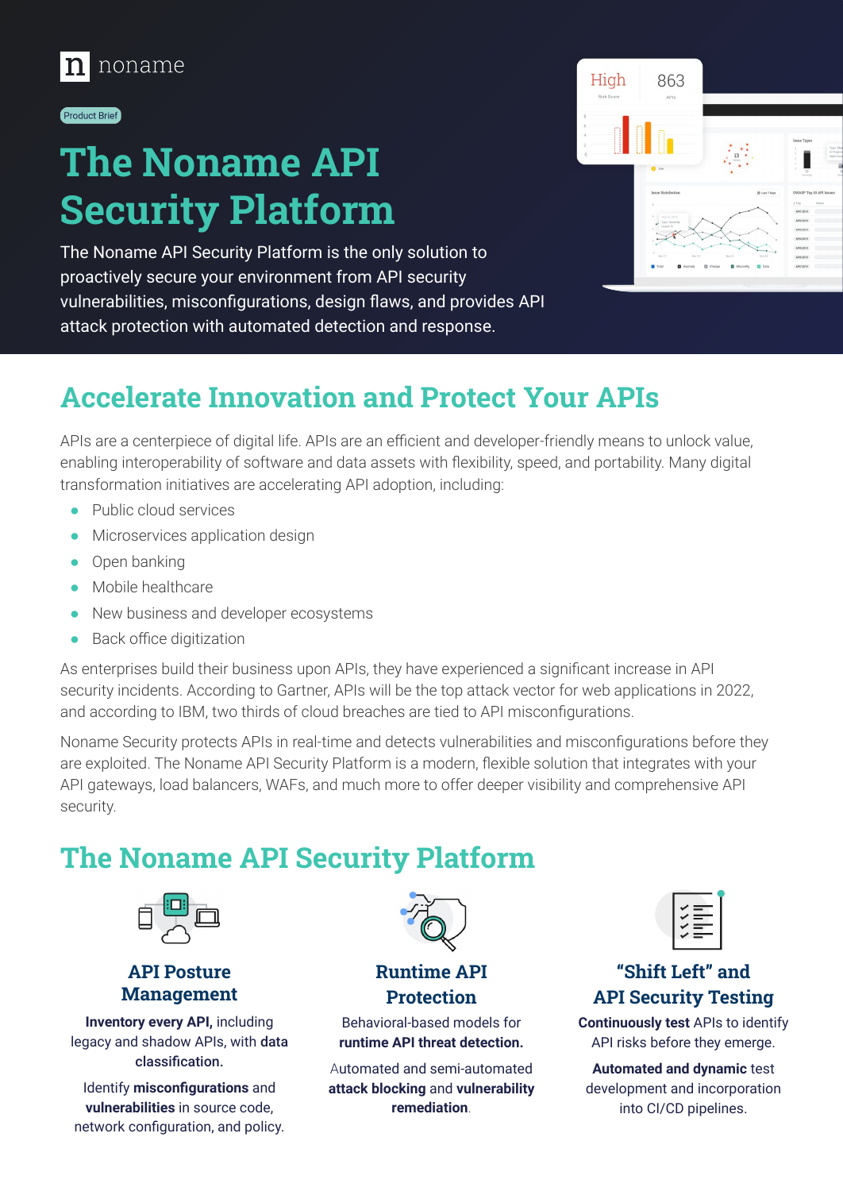noname

Product Brief

# The Noname API Security Platform

The Noname API Security Platform is the only solution to proactively secure your environment from API security vulnerabilities, misconfigurations, design flaws, and provides API attack protection with automated detection and response.

## Accelerate Innovation and Protect Your APIs

APIs are a centerpiece of digital life. APIs are an efficient and developer-friendly means to unlock value, enabling interoperability of software and data assets with flexibility, speed, and portability. Many digital transformation initiatives are accelerating API adoption, including:

- Public cloud services
- Microservices application design
- Open banking
- Mobile healthcare
- New business and developer ecosystems
- Back office digitization

As enterprises build their business upon APIs, they have experienced a significant increase in API security incidents. According to Gartner, APIs will be the top attack vector for web applications in 2022, and according to IBM, two thirds of cloud breaches are tied to API misconfigurations.

Noname Security protects APIs in real-time and detects vulnerabilities and misconfigurations before they are exploited. The Noname API Security Platform is a modern, flexible solution that integrates with your API gateways, load balancers, WAFs, and much more to offer deeper visibility and comprehensive API security.

## The Noname API Security Platform

### API Posture Management

**Inventory every API,** including legacy and shadow APIs, with **data classification.**

Identify **misconfigurations** and **vulnerabilities** in source code, network configuration, and policy.

### Runtime API Protection

Behavioral-based models for **runtime API threat detection.**

Automated and semi-automated **attack blocking** and **vulnerability remediation**.

### "Shift Left" and API Security Testing

**Continuously test** APIs to identify API risks before they emerge.

**Automated and dynamic** test development and incorporation into CI/CD pipelines.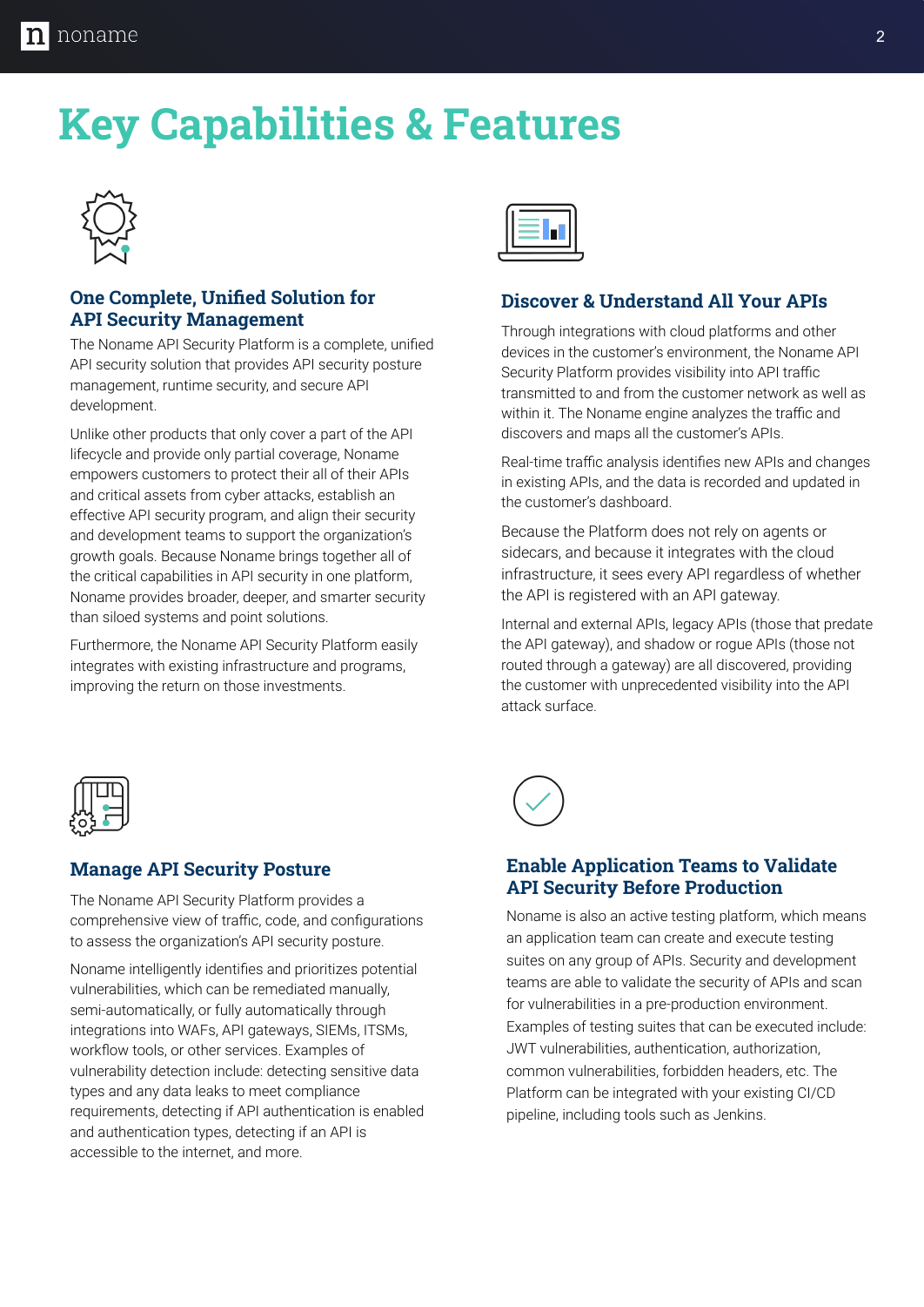# Key Capabilities & Features

## One Complete, Unified Solution for API Security Management

The Noname API Security Platform is a complete, unified API security solution that provides API security posture management, runtime security, and secure API development.

Unlike other products that only cover a part of the API lifecycle and provide only partial coverage, Noname empowers customers to protect their all of their APIs and critical assets from cyber attacks, establish an effective API security program, and align their security and development teams to support the organization's growth goals. Because Noname brings together all of the critical capabilities in API security in one platform, Noname provides broader, deeper, and smarter security than siloed systems and point solutions.

Furthermore, the Noname API Security Platform easily integrates with existing infrastructure and programs, improving the return on those investments.

## Discover & Understand All Your APIs

Through integrations with cloud platforms and other devices in the customer's environment, the Noname API Security Platform provides visibility into API traffic transmitted to and from the customer network as well as within it. The Noname engine analyzes the traffic and discovers and maps all the customer's APIs.

Real-time traffic analysis identifies new APIs and changes in existing APIs, and the data is recorded and updated in the customer's dashboard.

Because the Platform does not rely on agents or sidecars, and because it integrates with the cloud infrastructure, it sees every API regardless of whether the API is registered with an API gateway.

Internal and external APIs, legacy APIs (those that predate the API gateway), and shadow or rogue APIs (those not routed through a gateway) are all discovered, providing the customer with unprecedented visibility into the API attack surface.

## Manage API Security Posture

The Noname API Security Platform provides a comprehensive view of traffic, code, and configurations to assess the organization's API security posture.

Noname intelligently identifies and prioritizes potential vulnerabilities, which can be remediated manually, semi-automatically, or fully automatically through integrations into WAFs, API gateways, SIEMs, ITSMs, workflow tools, or other services. Examples of vulnerability detection include: detecting sensitive data types and any data leaks to meet compliance requirements, detecting if API authentication is enabled and authentication types, detecting if an API is accessible to the internet, and more.

## Enable Application Teams to Validate API Security Before Production

Noname is also an active testing platform, which means an application team can create and execute testing suites on any group of APIs. Security and development teams are able to validate the security of APIs and scan for vulnerabilities in a pre-production environment. Examples of testing suites that can be executed include: JWT vulnerabilities, authentication, authorization, common vulnerabilities, forbidden headers, etc. The Platform can be integrated with your existing CI/CD pipeline, including tools such as Jenkins.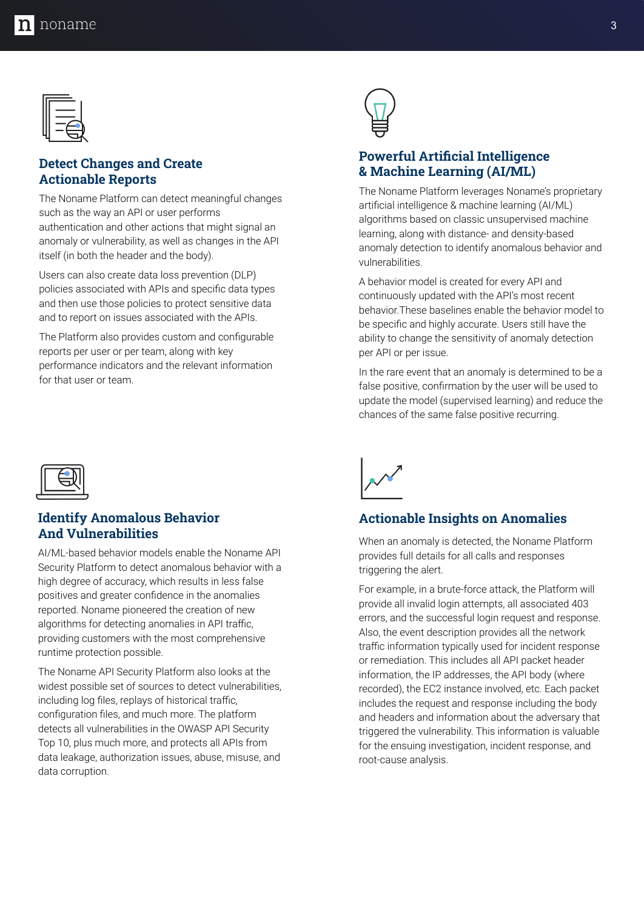## Detect Changes and Create Actionable Reports

The Noname Platform can detect meaningful changes such as the way an API or user performs authentication and other actions that might signal an anomaly or vulnerability, as well as changes in the API itself (in both the header and the body).

Users can also create data loss prevention (DLP) policies associated with APIs and specific data types and then use those policies to protect sensitive data and to report on issues associated with the APIs.

The Platform also provides custom and configurable reports per user or per team, along with key performance indicators and the relevant information for that user or team.

## Powerful Artificial Intelligence & Machine Learning (AI/ML)

The Noname Platform leverages Noname's proprietary artificial intelligence & machine learning (AI/ML) algorithms based on classic unsupervised machine learning, along with distance- and density-based anomaly detection to identify anomalous behavior and vulnerabilities.

A behavior model is created for every API and continuously updated with the API's most recent behavior.These baselines enable the behavior model to be specific and highly accurate. Users still have the ability to change the sensitivity of anomaly detection per API or per issue.

In the rare event that an anomaly is determined to be a false positive, confirmation by the user will be used to update the model (supervised learning) and reduce the chances of the same false positive recurring.

## Identify Anomalous Behavior And Vulnerabilities

AI/ML-based behavior models enable the Noname API Security Platform to detect anomalous behavior with a high degree of accuracy, which results in less false positives and greater confidence in the anomalies reported. Noname pioneered the creation of new algorithms for detecting anomalies in API traffic, providing customers with the most comprehensive runtime protection possible.

The Noname API Security Platform also looks at the widest possible set of sources to detect vulnerabilities, including log files, replays of historical traffic, configuration files, and much more. The platform detects all vulnerabilities in the OWASP API Security Top 10, plus much more, and protects all APIs from data leakage, authorization issues, abuse, misuse, and data corruption.

## Actionable Insights on Anomalies

When an anomaly is detected, the Noname Platform provides full details for all calls and responses triggering the alert.

For example, in a brute-force attack, the Platform will provide all invalid login attempts, all associated 403 errors, and the successful login request and response. Also, the event description provides all the network traffic information typically used for incident response or remediation. This includes all API packet header information, the IP addresses, the API body (where recorded), the EC2 instance involved, etc. Each packet includes the request and response including the body and headers and information about the adversary that triggered the vulnerability. This information is valuable for the ensuing investigation, incident response, and root-cause analysis.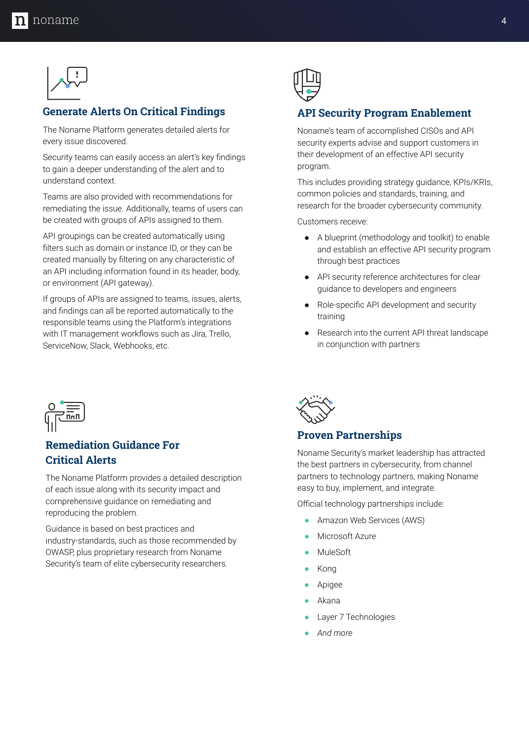## Generate Alerts On Critical Findings

The Noname Platform generates detailed alerts for every issue discovered.

Security teams can easily access an alert's key findings to gain a deeper understanding of the alert and to understand context.

Teams are also provided with recommendations for remediating the issue. Additionally, teams of users can be created with groups of APIs assigned to them.

API groupings can be created automatically using filters such as domain or instance ID, or they can be created manually by filtering on any characteristic of an API including information found in its header, body, or environment (API gateway).

If groups of APIs are assigned to teams, issues, alerts, and findings can all be reported automatically to the responsible teams using the Platform's integrations with IT management workflows such as Jira, Trello, ServiceNow, Slack, Webhooks, etc.

## API Security Program Enablement

Noname's team of accomplished CISOs and API security experts advise and support customers in their development of an effective API security program.

This includes providing strategy guidance, KPIs/KRIs, common policies and standards, training, and research for the broader cybersecurity community.

Customers receive:

- A blueprint (methodology and toolkit) to enable and establish an effective API security program through best practices
- API security reference architectures for clear guidance to developers and engineers
- Role-specific API development and security training
- Research into the current API threat landscape in conjunction with partners

## Remediation Guidance For Critical Alerts

The Noname Platform provides a detailed description of each issue along with its security impact and comprehensive guidance on remediating and reproducing the problem.

Guidance is based on best practices and industry-standards, such as those recommended by OWASP, plus proprietary research from Noname Security's team of elite cybersecurity researchers.

## Proven Partnerships

Noname Security's market leadership has attracted the best partners in cybersecurity, from channel partners to technology partners, making Noname easy to buy, implement, and integrate.

Official technology partnerships include:

- Amazon Web Services (AWS)
- Microsoft Azure
- MuleSoft
- Kong
- Apigee
- Akana
- Layer 7 Technologies
- *And more*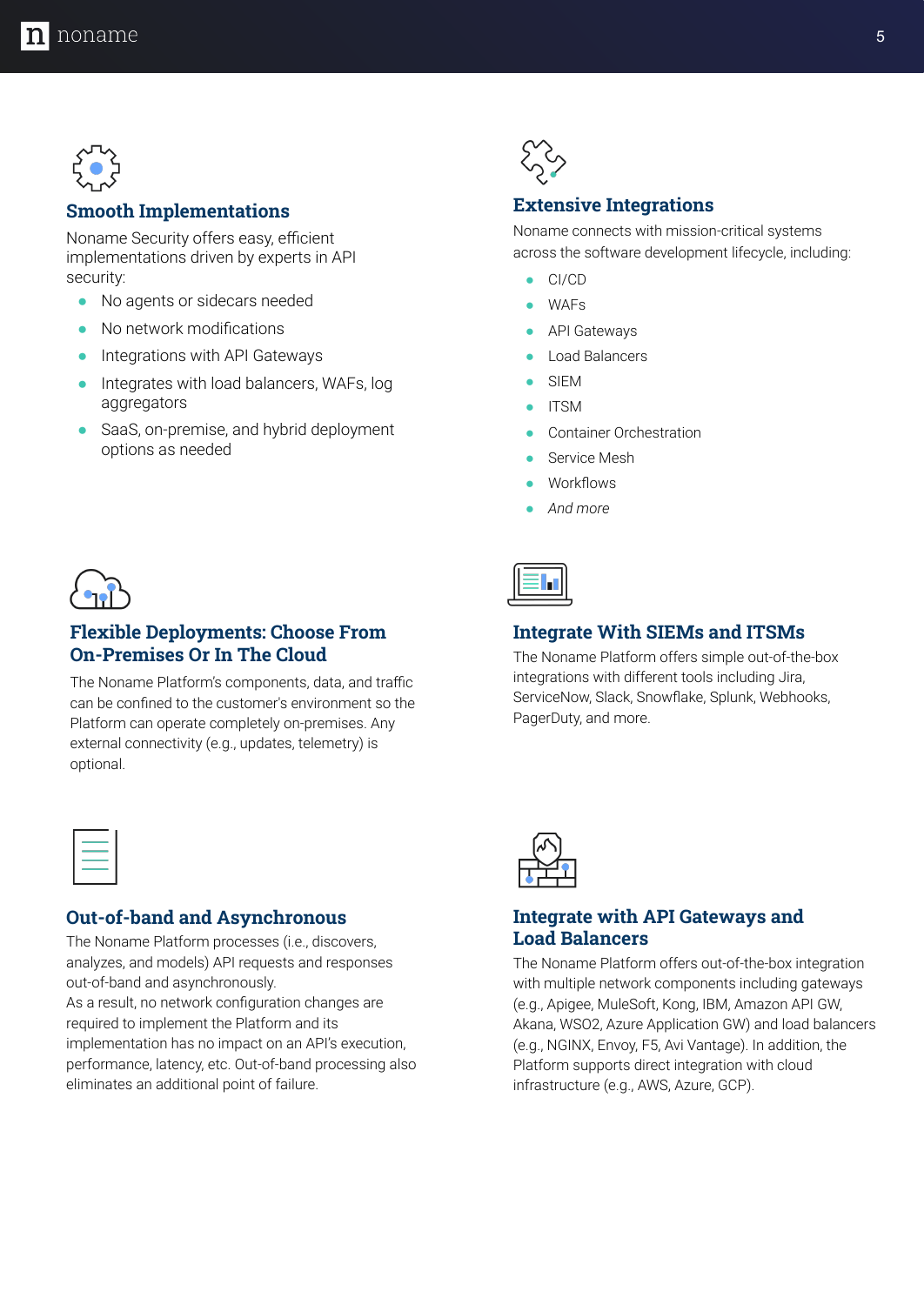## Smooth Implementations

Noname Security offers easy, efficient implementations driven by experts in API security:

- No agents or sidecars needed
- No network modifications
- Integrations with API Gateways
- Integrates with load balancers, WAFs, log aggregators
- SaaS, on-premise, and hybrid deployment options as needed

## Extensive Integrations

Noname connects with mission-critical systems across the software development lifecycle, including:

- CI/CD
- WAFs
- API Gateways
- Load Balancers
- SIEM
- ITSM
- Container Orchestration
- Service Mesh
- Workflows
- *And more*

## Flexible Deployments: Choose From On-Premises Or In The Cloud

The Noname Platform's components, data, and traffic can be confined to the customer's environment so the Platform can operate completely on-premises. Any external connectivity (e.g., updates, telemetry) is optional.

## Integrate With SIEMs and ITSMs

The Noname Platform offers simple out-of-the-box integrations with different tools including Jira, ServiceNow, Slack, Snowflake, Splunk, Webhooks, PagerDuty, and more.

## Out-of-band and Asynchronous

The Noname Platform processes (i.e., discovers, analyzes, and models) API requests and responses out-of-band and asynchronously.
As a result, no network configuration changes are required to implement the Platform and its implementation has no impact on an API's execution, performance, latency, etc. Out-of-band processing also eliminates an additional point of failure.

## Integrate with API Gateways and Load Balancers

The Noname Platform offers out-of-the-box integration with multiple network components including gateways (e.g., Apigee, MuleSoft, Kong, IBM, Amazon API GW, Akana, WSO2, Azure Application GW) and load balancers (e.g., NGINX, Envoy, F5, Avi Vantage). In addition, the Platform supports direct integration with cloud infrastructure (e.g., AWS, Azure, GCP).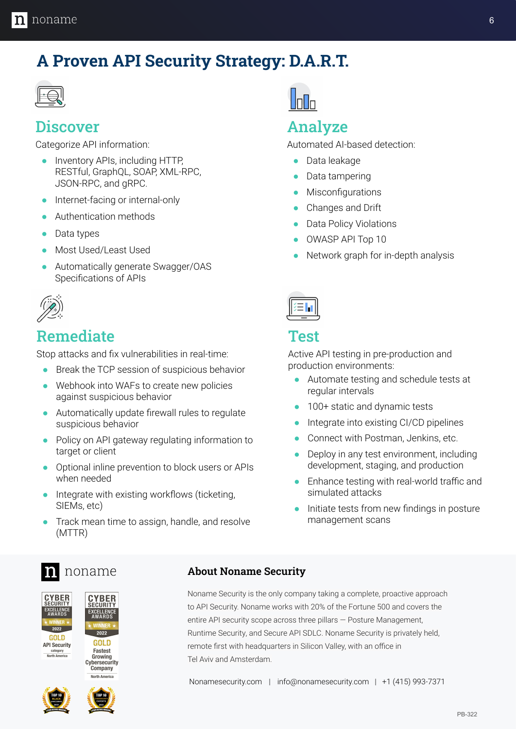# A Proven API Security Strategy: D.A.R.T.

## Discover

Categorize API information:

- Inventory APIs, including HTTP, RESTful, GraphQL, SOAP, XML-RPC, JSON-RPC, and gRPC.
- Internet-facing or internal-only
- Authentication methods
- Data types
- Most Used/Least Used
- Automatically generate Swagger/OAS Specifications of APIs

## Analyze

Automated AI-based detection:

- Data leakage
- Data tampering
- Misconfigurations
- Changes and Drift
- Data Policy Violations
- OWASP API Top 10
- Network graph for in-depth analysis

## Remediate

Stop attacks and fix vulnerabilities in real-time:

- Break the TCP session of suspicious behavior
- Webhook into WAFs to create new policies against suspicious behavior
- Automatically update firewall rules to regulate suspicious behavior
- Policy on API gateway regulating information to target or client
- Optional inline prevention to block users or APIs when needed
- Integrate with existing workflows (ticketing, SIEMs, etc)
- Track mean time to assign, handle, and resolve (MTTR)

## Test

Active API testing in pre-production and production environments:

- Automate testing and schedule tests at regular intervals
- 100+ static and dynamic tests
- Integrate into existing CI/CD pipelines
- Connect with Postman, Jenkins, etc.
- Deploy in any test environment, including development, staging, and production
- Enhance testing with real-world traffic and simulated attacks
- Initiate tests from new findings in posture management scans

noname

CYBER SECURITY EXCELLENCE AWARDS WINNER 2022 GOLD API Security category North America

CYBER SECURITY EXCELLENCE AWARDS WINNER 2022 GOLD Fastest Growing Cybersecurity Company North America

### About Noname Security

Noname Security is the only company taking a complete, proactive approach to API Security. Noname works with 20% of the Fortune 500 and covers the entire API security scope across three pillars — Posture Management, Runtime Security, and Secure API SDLC. Noname Security is privately held, remote first with headquarters in Silicon Valley, with an office in Tel Aviv and Amsterdam.

Nonamesecurity.com | info@nonamesecurity.com | +1 (415) 993-7371

PB-322